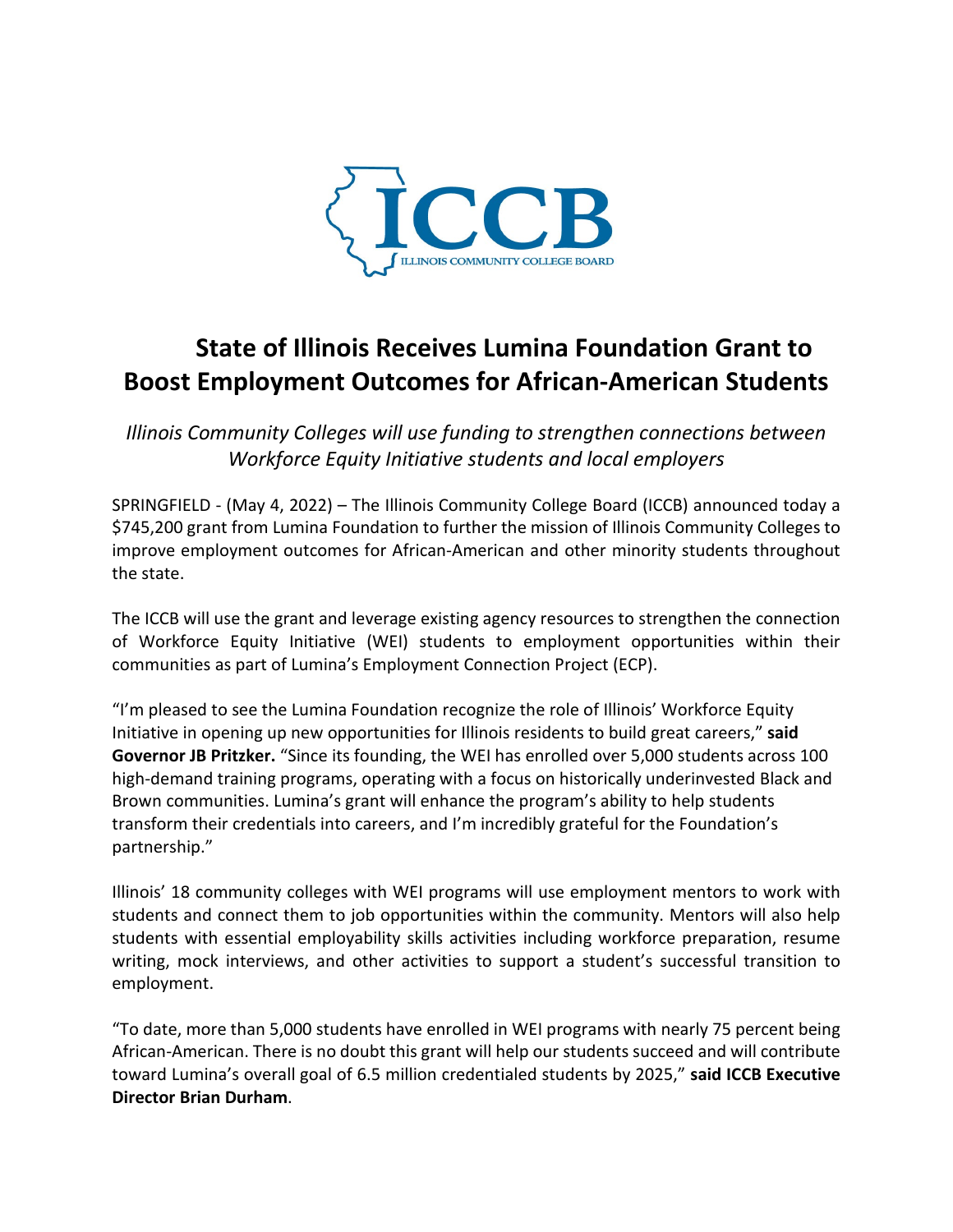ICCB

ILLINOIS COMMUNITY COLLEGE BOARD

# State of Illinois Receives Lumina Foundation Grant to Boost Employment Outcomes for African-American Students

*Illinois Community Colleges will use funding to strengthen connections between Workforce Equity Initiative students and local employers*

SPRINGFIELD - (May 4, 2022) – The Illinois Community College Board (ICCB) announced today a $745,200 grant from Lumina Foundation to further the mission of Illinois Community Colleges to improve employment outcomes for African-American and other minority students throughout the state.

The ICCB will use the grant and leverage existing agency resources to strengthen the connection of Workforce Equity Initiative (WEI) students to employment opportunities within their communities as part of Lumina's Employment Connection Project (ECP).

"I'm pleased to see the Lumina Foundation recognize the role of Illinois' Workforce Equity Initiative in opening up new opportunities for Illinois residents to build great careers," **said Governor JB Pritzker.** "Since its founding, the WEI has enrolled over 5,000 students across 100 high-demand training programs, operating with a focus on historically underinvested Black and Brown communities. Lumina's grant will enhance the program's ability to help students transform their credentials into careers, and I'm incredibly grateful for the Foundation's partnership."

Illinois' 18 community colleges with WEI programs will use employment mentors to work with students and connect them to job opportunities within the community. Mentors will also help students with essential employability skills activities including workforce preparation, resume writing, mock interviews, and other activities to support a student's successful transition to employment.

"To date, more than 5,000 students have enrolled in WEI programs with nearly 75 percent being African-American. There is no doubt this grant will help our students succeed and will contribute toward Lumina's overall goal of 6.5 million credentialed students by 2025," **said ICCB Executive Director Brian Durham**.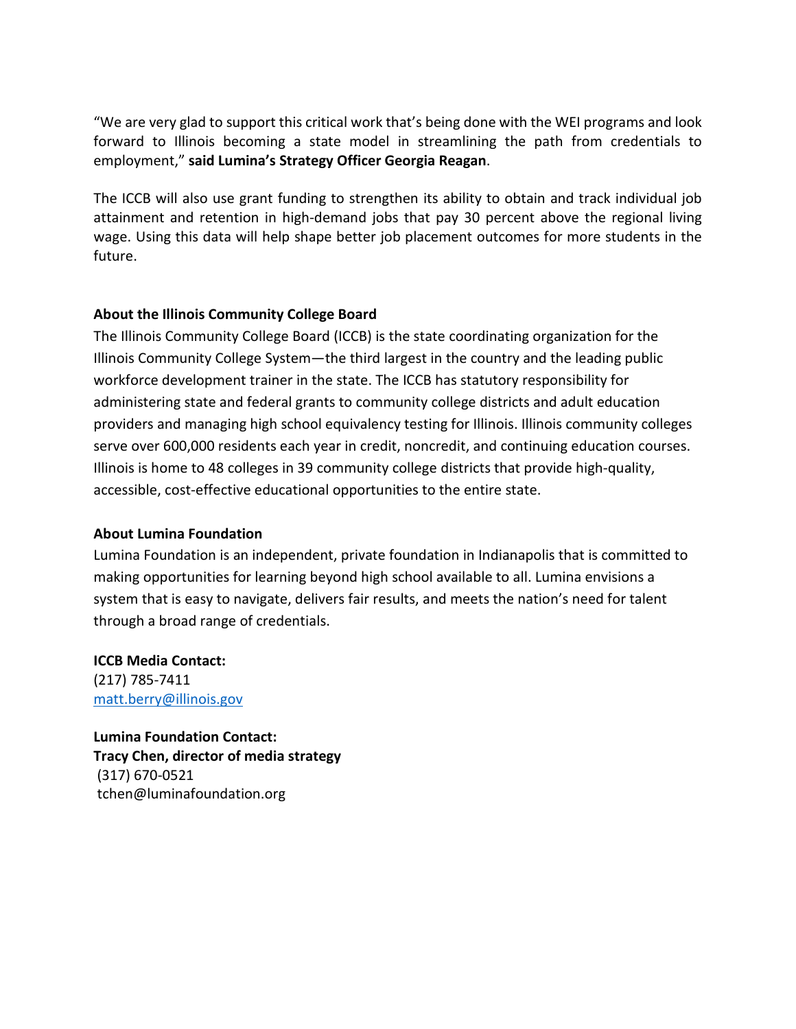"We are very glad to support this critical work that's being done with the WEI programs and look forward to Illinois becoming a state model in streamlining the path from credentials to employment," **said Lumina's Strategy Officer Georgia Reagan**.

The ICCB will also use grant funding to strengthen its ability to obtain and track individual job attainment and retention in high-demand jobs that pay 30 percent above the regional living wage. Using this data will help shape better job placement outcomes for more students in the future.

**About the Illinois Community College Board**

The Illinois Community College Board (ICCB) is the state coordinating organization for the Illinois Community College System—the third largest in the country and the leading public workforce development trainer in the state. The ICCB has statutory responsibility for administering state and federal grants to community college districts and adult education providers and managing high school equivalency testing for Illinois. Illinois community colleges serve over 600,000 residents each year in credit, noncredit, and continuing education courses. Illinois is home to 48 colleges in 39 community college districts that provide high-quality, accessible, cost-effective educational opportunities to the entire state.

**About Lumina Foundation**

Lumina Foundation is an independent, private foundation in Indianapolis that is committed to making opportunities for learning beyond high school available to all. Lumina envisions a system that is easy to navigate, delivers fair results, and meets the nation's need for talent through a broad range of credentials.

**ICCB Media Contact:**
(217) 785-7411
matt.berry@illinois.gov

**Lumina Foundation Contact:**
**Tracy Chen, director of media strategy**
(317) 670-0521
tchen@luminafoundation.org